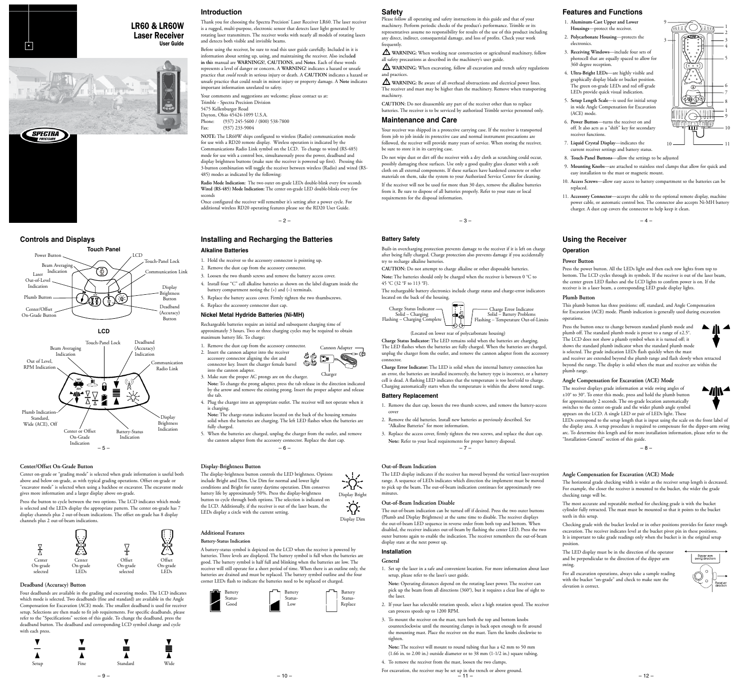# LR60 & LR60W Laser Receiver

User Guide

## Introduction

Thank you for choosing the Spectra Precision® Laser Receiver LR60. The laser receiver is a rugged, multi-purpose, electronic sensor that detects laser light generated by rotating laser transmitters. The receiver works with nearly all models of rotating lasers and detects both visible and invisible beams.

Before using the receiver, be sure to read this user guide carefully. Included in it is information about setting up, using, and maintaining the receiver. Also included in this manual are WARNINGS!, CAUTIONS, and Notes. Each of these words represents a level of danger or concern. A WARNING! indicates a hazard or unsafe practice that *could* result in serious injury or death. A CAUTION indicates a hazard or unsafe practice that could result in minor injury or property damage. A Note indicates important information unrelated to safety.

Your comments and suggestions are welcome; please contact us at:

Trimble - Spectra Precision Division
5475 Kellenburger Road
Dayton, Ohio 45424-1099 U.S.A.
Phone: (937) 245-5600 / (800) 538-7800
Fax: (937) 233-9004

**NOTE:** The LR60W ships configured to wireless (Radio) communication mode for use with a RD20 remote display. Wireless operation is indicated by the Communications Radio Link symbol on the LCD. To change to wired (RS-485) mode for use with a control box, simultaneously press the power, deadband and display brightness buttons (make sure the receiver is powered up first). Pressing this 3-button combination will toggle the receiver between wireless (Radio) and wired (RS-485) modes as indicated by the following:

**Radio Mode Indication:** The two outer on-grade LEDs double-blink every few seconds
**Wired (RS-485) Mode Indication:** The center on-grade LED double-blinks every few seconds

Once configured the receiver will remember it's setting after a power cycle. For additional wireless RD20 operating features please see the RD20 User Guide.

## Safety

Please follow all operating and safety instructions in this guide and that of your machinery. Perform periodic checks of the product's performance. Trimble or its representatives assume no responsibility for results of the use of this product including any direct, indirect, consequential damage, and loss of profits. Check your work frequently.

⚠ **WARNING:** When working near construction or agricultural machinery, follow all safety precautions as described in the machinery's user guide.

⚠ **WARNING:** When excavating, follow all excavation and trench safety regulations and practices.

⚠ **WARNING:** Be aware of all overhead obstructions and electrical power lines. The receiver and mast may be higher than the machinery. Remove when transporting machinery.

**CAUTION:** Do not disassemble any part of the receiver other than to replace batteries. The receiver is to be serviced by authorized Trimble service personnel only.

## Maintenance and Care

Your receiver was shipped in a protective carrying case. If the receiver is transported from job to job inside its protective case and normal instrument precautions are followed, the receiver will provide many years of service. When storing the receiver, be sure to store it in its carrying case.

Do not wipe dust or dirt off the receiver with a dry cloth as scratching could occur, possibly damaging these surfaces. Use only a good quality glass cleaner with a soft cloth on all external components. If these surfaces have hardened concrete or other materials on them, take the system to your Authorized Service Center for cleaning.

If the receiver will not be used for more than 30 days, remove the alkaline batteries from it. Be sure to dispose of all batteries properly. Refer to your state or local requirements for the disposal information.

## Features and Functions

1. **Aluminum-Cast Upper and Lower Housings**—protect the receiver.
2. **Polycarbonate Housing**—protects the electronics.
3. **Receiving Windows**—include four sets of photocell that are equally spaced to allow for 360 degree reception.
4. **Ultra-Bright LEDs**—are highly visible and graphically display blade or bucket position. The green on-grade LEDs and red off-grade LEDs provide quick visual indication.
5. **Setup Length Scale**—is used for initial setup in wide Angle Compensation for Excavation (ACE) mode.
6. **Power Button**—turns the receiver on and off. It also acts as a "shift" key for secondary receiver functions.
7. **Liquid Crystal Display**—indicates the current receiver settings and battery status.
8. **Touch-Panel Buttons**—allow the settings to be adjusted
9. **Mounting Knobs**—are attached to stainless steel clamps that allow for quick and easy installation to the mast or magnetic mount.
10. **Access Screws**—allow easy access to battery compartment so the batteries can be replaced.
11. **Accessory Connector**—accepts the cable to the optional remote display, machine power cable, or automatic control box. The connector also accepts Ni-MH battery charger. A dust cap covers the connector to help keep it clean.

## Controls and Displays

**Touch Panel**

Power Button, Beam Averaging Indication, Laser Out-of-Level Indication, Plumb Button, Center/Offset On-Grade Button, LCD, Touch-Panel Lock, Communication Link, Display Brightness Button, Deadband (Accuracy) Button

**LCD**

Beam Averaging Indication, Touch-Panel Lock, Deadband (Accuracy) Indication, Out of Level, RPM Indication, Communication Radio Link, Plumb Indication–Standard, Wide (ACE), Off, Center or Offset On-Grade Indication, Battery-Status Indication, Display Brightness Indication

## Installing and Recharging the Batteries

### Alkaline Batteries

1. Hold the receiver so the accessory connector is pointing up.
2. Remove the dust cap from the accessory connector.
3. Loosen the two thumb screws and remove the battery access cover.
4. Install four "C" cell alkaline batteries as shown on the label diagram inside the battery compartment noting the (+) and (–) terminals.
5. Replace the battery access cover. Firmly tighten the two thumbscrews.
6. Replace the accessory connector dust cap.

### Nickel Metal Hydride Batteries (Ni-MH)

Rechargeable batteries require an initial and subsequent charging time of approximately 3 hours. Two or three charging cycles may be required to obtain maximum battery life. To charge:

1. Remove the dust cap from the accessory connector.
2. Insert the cannon adapter into the receiver accessory connector aligning the slot and connector key. Insert the charger female barrel into the cannon adapter.
3. Make sure the proper AC prongs are on the charger.
   **Note:** To change the prong adapter, press the tab release in the direction indicated by the arrow and remove the existing prong. Insert the proper adapter and release the tab.
4. Plug the charger into an appropriate outlet. The receiver will not operate when it is charging.
   **Note:** The charge-status indicator located on the back of the housing remains solid when the batteries are charging. The left LED flashes when the batteries are fully charged.
5. When the batteries are charged, unplug the charger from the outlet, and remove the cannon adapter from the accessory connector. Replace the dust cap.

Cannon Adapter; Charger

### Battery Safety

Built-in overcharging protection prevents damage to the receiver if it is left on charge after being fully charged. Charge protection also prevents damage if you accidentally try to recharge alkaline batteries.

**CAUTION:** Do not attempt to charge alkaline or other disposable batteries.

**Note:** The batteries should only be charged when the receiver is between 0 °C to 45 °C (32 °F to 113 °F).

The rechargeable battery electronics include charge status and charge-error indicators located on the back of the housing.

Charge Status Indicator: Solid – Charging; Flashing – Charging Complete
Charge Error Indicator: Solid – Battery Problems; Flashing – Temperature Out-of-Limits

(Located on lower rear of polycarbonate housing)

**Charge Status Indicator:** The LED remains solid when the batteries are charging. The LED flashes when the batteries are fully charged. When the batteries are charged, unplug the charger from the outlet, and remove the cannon adapter from the accessory connector.

**Charge Error Indicator:** The LED is solid when the internal battery connection has an error, the batteries are installed incorrectly, the battery type is incorrect, or a battery cell is dead. A flashing LED indicates that the temperature is too hot/cold to charge. Charging automatically starts when the temperature is within the above noted range.

### Battery Replacement

1. Remove the dust cap, loosen the two thumb screws, and remove the battery-access cover
2. Remove the old batteries. Install new batteries as previously described. See "Alkaline Batteries" for more information.
3. Replace the access cover, firmly tighten the two screws, and replace the dust cap.
   **Note:** Refer to your local requirements for proper battery disposal.

## Using the Receiver

### Operation

#### Power Button

Press the power button. All the LEDs light and then each row lights from top to bottom. The LCD cycles through its symbols. If the receiver is out of the laser beam, the center green LED flashes and the LCD lights to confirm power is on. If the receiver is in a laser beam, a corresponding LED grade display lights.

#### Plumb Button

This plumb button has three positions: off, standard, and Angle Compensation for Excavation (ACE) mode. Plumb indication is generally used during excavation operations.

Press the button once to change between standard plumb mode and plumb off. The standard plumb mode is preset to a range of ±2.5°. The LCD does not show a plumb symbol when it is turned off; it shows the standard plumb indicator when the standard plumb mode is selected. The grade indication LEDs flash quickly when the mast and receiver are extended beyond the plumb range and flash slowly when retracted beyond the range. The display is solid when the mast and receiver are within the plumb range.

#### Angle Compensation for Excavation (ACE) Mode

The receiver displays grade information at wide swing angles of ±10° to 30°. To enter this mode, press and hold the plumb button for approximately 2 seconds. The on-grade location automatically switches to the center on-grade and the wider plumb angle symbol appears on the LCD. A single LED or pair of LEDs light. These LEDs correspond to the setup length that is input using the scale on the front label of the display area. A setup procedure is required to compensate for the dipper-arm swing arc. To determine this length and for more installation information, please refer to the "Installation-General" section of this guide.

#### Center/Offset On-Grade Button

Center on-grade or "grading mode" is selected when grade information is useful both above and below on-grade, as with typical grading operations. Offset on-grade or "excavator mode" is selected when using a backhoe or excavator. The excavator mode gives more information and a larger display above on-grade.

Press the button to cycle between the two options. The LCD indicates which mode is selected and the LEDs display the appropriate pattern. The center on-grade has 7 display channels plus 2 out-of-beam indications. The offset on-grade has 8 display channels plus 2 out-of-beam indications.

Center On-grade selected; Center On-grade LEDs; Offset On-grade selected; Offset On-grade LEDs

#### Deadband (Accuracy) Button

Four deadbands are available in the grading and excavating modes. The LCD indicates which mode is selected. Two deadbands (fine and standard) are available in the Angle Compensation for Excavation (ACE) mode. The smallest deadband is used for receiver setup. Selections are then made to fit job requirements. For specific deadbands, please refer to the "Specifications" section of this guide. To change the deadband, press the deadband button. The deadband and corresponding LCD symbol change and cycle with each press.

Setup; Fine; Standard; Wide

#### Display-Brightness Button

The display-brightness button controls the LED brightness. Options include Bright and Dim. Use Dim for normal and lower light conditions and Bright for sunny daytime operation. Dim conserves battery life by approximately 50%. Press the display-brightness button to cycle through both options. The selection is indicated on the LCD. Additionally, if the receiver is out of the laser beam, the LEDs display a circle with the current setting.

Display Bright; Display Dim

### Additional Features

#### Battery-Status Indication

A battery-status symbol is depicted on the LCD when the receiver is powered by batteries. Three levels are displayed. The battery symbol is full when the batteries are good. The battery symbol is half full and blinking when the batteries are low. The receiver will still operate for a short period of time. When there is an outline only, the batteries are drained and must be replaced. The battery symbol outline and the four corner LEDs flash to indicate the batteries need to be replaced or charged.

Battery Status-Good; Battery Status-Low; Battery Status-Replace

#### Out-of-Beam Indication

The LED display indicates if the receiver has moved beyond the vertical laser-reception range. A sequence of LEDs indicates which direction the implement must be moved to pick up the beam. The out-of-beam indication continues for approximately two minutes.

#### Out-of-Beam Indication Disable

The out-of-beam indication can be turned off if desired. Press the two outer buttons (Plumb and Display Brightness) at the same time to disable. The receiver displays the out-of-beam LED sequence in reverse order from both top and bottom. When disabled, the receiver indicates out-of-beam by flashing the center LED. Press the two outer buttons again to enable the indication. The receiver remembers the out-of-beam display state at the next power up.

### Installation

#### General

1. Set up the laser in a safe and convenient location. For more information about laser setup, please refer to the laser's user guide.
   **Note:** Operating distances depend on the rotating laser power. The receiver can pick up the beam from all directions (360°), but it requires a clear line of sight to the laser.
2. If your laser has selectable rotation speeds, select a high rotation speed. The receiver can process speeds up to 1200 RPM.
3. To mount the receiver on the mast, turn both the top and bottom knobs counterclockwise until the mounting clamps in back open enough to fit around the mounting mast. Place the receiver on the mast. Turn the knobs clockwise to tighten.
   **Note:** The receiver will mount to round tubing that has a 42 mm to 50 mm (1.66 in. to 2.00 in.) outside diameter or to 38 mm (1-1/2 in.) square tubing.
4. To remove the receiver from the mast, loosen the two clamps.

For excavation, the receiver may be set up in the trench or above ground.

#### Angle Compensation for Excavation (ACE) Mode

The horizontal grade checking width is wider as the receiver setup length is decreased. For example, the closer the receiver is mounted to the bucket, the wider the grade checking range will be.

The most accurate and repeatable method for checking grade is with the bucket cylinder fully retracted. The mast must be mounted so that it points to the bucket teeth in this setup.

Checking grade with the bucket leveled or in other positions provides for faster rough excavation. The receiver indicates level at the bucket pivot pin in these positions. It is important to take grade readings only when the bucket is in the original setup position.

The LED display must be in the direction of the operator and be perpendicular to the direction of the dipper arm swing.

For all excavation operations, always take a sample reading with the bucket "on-grade" and check to make sure the elevation is correct.

Dipper arm swing direction; Receiver direction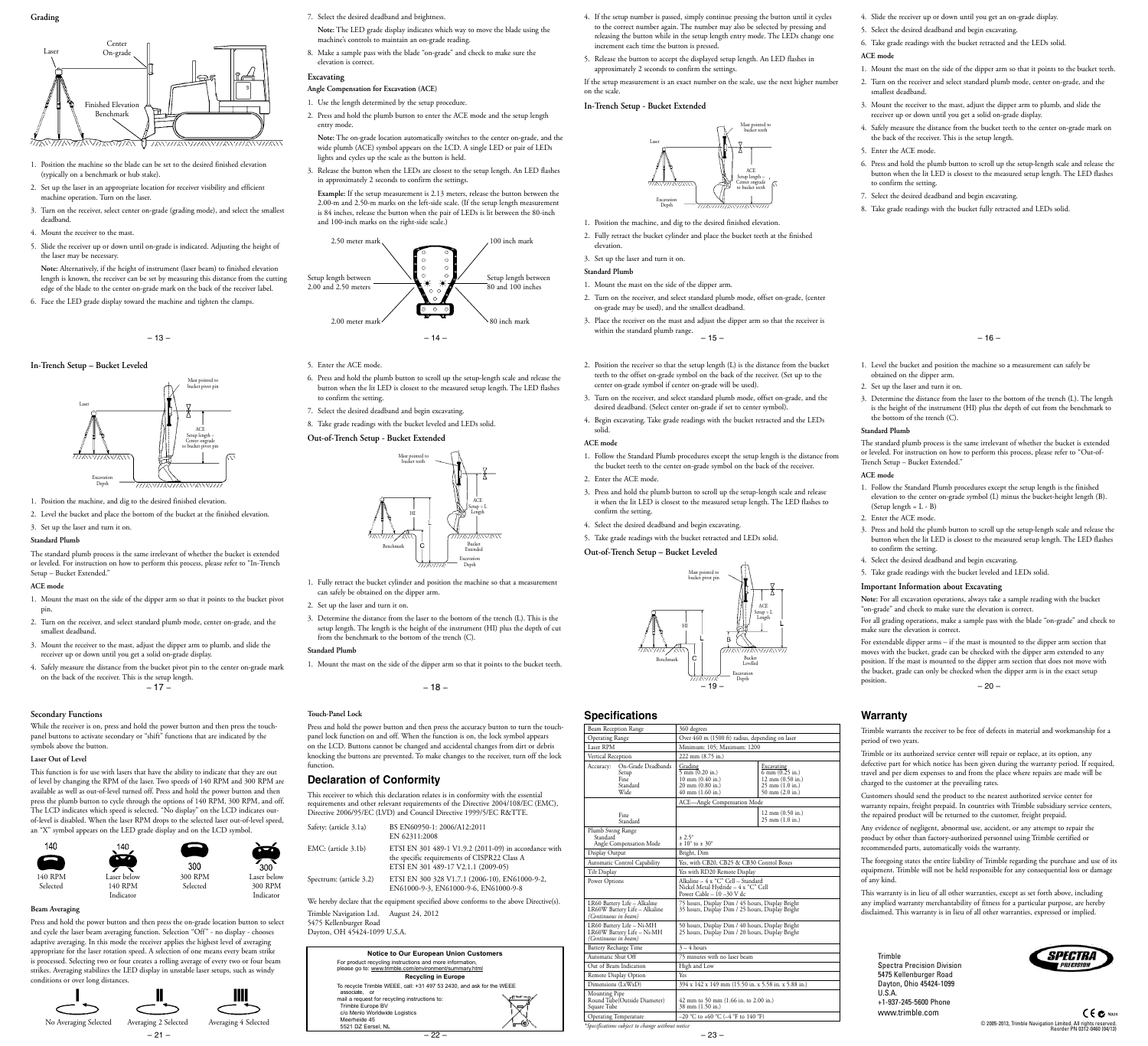### Grading

Laser

Center On-grade

Finished Elevation Benchmark

1. Position the machine so the blade can be set to the desired finished elevation (typically on a benchmark or hub stake).
2. Set up the laser in an appropriate location for receiver visibility and efficient machine operation. Turn on the laser.
3. Turn on the receiver, select center on-grade (grading mode), and select the smallest deadband.
4. Mount the receiver to the mast.
5. Slide the receiver up or down until on-grade is indicated. Adjusting the height of the laser may be necessary.

   **Note:** Alternatively, if the height of instrument (laser beam) to finished elevation length is known, the receiver can be set by measuring this distance from the cutting edge of the blade to the center on-grade mark on the back of the receiver label.
6. Face the LED grade display toward the machine and tighten the clamps.
7. Select the desired deadband and brightness.

   **Note:** The LED grade display indicates which way to move the blade using the machine's controls to maintain an on-grade reading.
8. Make a sample pass with the blade "on-grade" and check to make sure the elevation is correct.

### Excavating

**Angle Compensation for Excavation (ACE)**

1. Use the length determined by the setup procedure.
2. Press and hold the plumb button to enter the ACE mode and the setup length entry mode.

   **Note:** The on-grade location automatically switches to the center on-grade, and the wide plumb (ACE) symbol appears on the LCD. A single LED or pair of LEDs lights and cycles up the scale as the button is held.
3. Release the button when the LEDs are closest to the setup length. An LED flashes in approximately 2 seconds to confirm the settings.

   **Example:** If the setup measurement is 2.13 meters, release the button between the 2.00-m and 2.50-m marks on the left-side scale. (If the setup length measurement is 84 inches, release the button when the pair of LEDs is lit between the 80-inch and 100-inch marks on the right-side scale.)

2.50 meter mark
100 inch mark
Setup length between 2.00 and 2.50 meters
Setup length between 80 and 100 inches
2.00 meter mark
80 inch mark

4. If the setup number is passed, simply continue pressing the button until it cycles to the correct number again. The number may also be selected by pressing and releasing the button while in the setup length entry mode. The LEDs change one increment each time the button is pressed.
5. Release the button to accept the displayed setup length. An LED flashes in approximately 2 seconds to confirm the settings.

If the setup measurement is an exact number on the scale, use the next higher number on the scale.

### In-Trench Setup - Bucket Extended

Mast pointed to bucket teeth

Laser

ACE Setup length – Center ongrade to bucket teeth

Excavation Depth

1. Position the machine, and dig to the desired finished elevation.
2. Fully retract the bucket cylinder and place the bucket teeth at the finished elevation.
3. Set up the laser and turn it on.

**Standard Plumb**

1. Mount the mast on the side of the dipper arm.
2. Turn on the receiver, and select standard plumb mode, offset on-grade, (center on-grade may be used), and the smallest deadband.
3. Place the receiver on the mast and adjust the dipper arm so that the receiver is within the standard plumb range.
4. Slide the receiver up or down until you get an on-grade display.
5. Select the desired deadband and begin excavating.
6. Take grade readings with the bucket retracted and the LEDs solid.

**ACE mode**

1. Mount the mast on the side of the dipper arm so that it points to the bucket teeth.
2. Turn on the receiver and select standard plumb mode, center on-grade, and the smallest deadband.
3. Mount the receiver to the mast, adjust the dipper arm to plumb, and slide the receiver up or down until you get a solid on-grade display.
4. Safely measure the distance from the bucket teeth to the center on-grade mark on the back of the receiver. This is the setup length.
5. Enter the ACE mode.
6. Press and hold the plumb button to scroll up the setup-length scale and release the button when the lit LED is closest to the measured setup length. The LED flashes to confirm the setting.
7. Select the desired deadband and begin excavating.
8. Take grade readings with the bucket fully retracted and LEDs solid.

### In-Trench Setup – Bucket Leveled

Mast pointed to bucket pivot pin

Laser

ACE Setup length – Center ongrade to bucket pivot pin

Excavation Depth

1. Position the machine, and dig to the desired finished elevation.
2. Level the bucket and place the bottom of the bucket at the finished elevation.
3. Set up the laser and turn it on.

**Standard Plumb**

The standard plumb process is the same irrelevant of whether the bucket is extended or leveled. For instruction on how to perform this process, please refer to "In-Trench Setup – Bucket Extended."

**ACE mode**

1. Mount the mast on the side of the dipper arm so that it points to the bucket pivot pin.
2. Turn on the receiver, and select standard plumb mode, center on-grade, and the smallest deadband.
3. Mount the receiver to the mast, adjust the dipper arm to plumb, and slide the receiver up or down until you get a solid on-grade display.
4. Safely measure the distance from the bucket pivot pin to the center on-grade mark on the back of the receiver. This is the setup length.
5. Enter the ACE mode.
6. Press and hold the plumb button to scroll up the setup-length scale and release the button when the lit LED is closest to the measured setup length. The LED flashes to confirm the setting.
7. Select the desired deadband and begin excavating.
8. Take grade readings with the bucket leveled and LEDs solid.

### Out-of-Trench Setup - Bucket Extended

Mast pointed to bucket teeth

HI

L

ACE Setup = L Length

Benchmark

C

Bucket Extended

Excavation Depth

1. Fully retract the bucket cylinder and position the machine so that a measurement can safely be obtained on the dipper arm.
2. Set up the laser and turn it on.
3. Determine the distance from the laser to the bottom of the trench (L). This is the setup length. The length is the height of the instrument (HI) plus the depth of cut from the benchmark to the bottom of the trench (C).

**Standard Plumb**

1. Mount the mast on the side of the dipper arm so that it points to the bucket teeth.
2. Position the receiver so that the setup length (L) is the distance from the bucket teeth to the offset on-grade symbol on the back of the receiver. (Set up to the center on-grade symbol if center on-grade will be used).
3. Turn on the receiver, and select standard plumb mode, offset on-grade, and the desired deadband. (Select center on-grade if set to center symbol).
4. Begin excavating. Take grade readings with the bucket retracted and the LEDs solid.

**ACE mode**

1. Follow the Standard Plumb procedures except the setup length is the distance from the bucket teeth to the center on-grade symbol on the back of the receiver.
2. Enter the ACE mode.
3. Press and hold the plumb button to scroll up the setup-length scale and release it when the lit LED is closest to the measured setup length. The LED flashes to confirm the setting.
4. Select the desired deadband and begin excavating.
5. Take grade readings with the bucket retracted and LEDs solid.

### Out-of-Trench Setup – Bucket Leveled

Mast pointed to bucket pivot pin

HI

L

ACE Setup = L Length

T B

Benchmark

C

Bucket Levelled

Excavation Depth

1. Level the bucket and position the machine so a measurement can safely be obtained on the dipper arm.
2. Set up the laser and turn it on.
3. Determine the distance from the laser to the bottom of the trench (L). The length is the height of the instrument (HI) plus the depth of cut from the benchmark to the bottom of the trench (C).

**Standard Plumb**

The standard plumb process is the same irrelevant of whether the bucket is extended or leveled. For instruction on how to perform this process, please refer to "Out-of-Trench Setup – Bucket Extended."

**ACE mode**

1. Follow the Standard Plumb procedures except the setup length is the finished elevation to the center on-grade symbol (L) minus the bucket-height length (B). (Setup length = L - B)
2. Enter the ACE mode.
3. Press and hold the plumb button to scroll up the setup-length scale and release the button when the lit LED is closest to the measured setup length. The LED flashes to confirm the setting.
4. Select the desired deadband and begin excavating.
5. Take grade readings with the bucket leveled and LEDs solid.

**Important Information about Excavating**

**Note:** For all excavation operations, always take a sample reading with the bucket "on-grade" and check to make sure the elevation is correct.

For all grading operations, make a sample pass with the blade "on-grade" and check to make sure the elevation is correct.

For extendable dipper arms – if the mast is mounted to the dipper arm section that moves with the bucket, grade can be checked with the dipper arm extended to any position. If the mast is mounted to the dipper arm section that does not move with the bucket, grade can only be checked when the dipper arm is in the exact setup position.

### Secondary Functions

While the receiver is on, press and hold the power button and then press the touch-panel buttons to activate secondary or "shift" functions that are indicated by the symbols above the button.

**Laser Out of Level**

This function is for use with lasers that have the ability to indicate that they are out of level by changing the RPM of the laser. Two speeds of 140 RPM and 300 RPM are available as well as out-of-level turned off. Press and hold the power button and then press the plumb button to cycle through the options of 140 RPM, 300 RPM, and off. The LCD indicates which speed is selected. "No display" on the LCD indicates out-of-level is disabled. When the laser RPM drops to the selected laser out-of-level speed, an "X" symbol appears on the LED grade display and on the LCD symbol.

140 RPM Selected

Laser below 140 RPM Indicator

300 RPM Selected

Laser below 300 RPM Indicator

**Beam Averaging**

Press and hold the power button and then press the on-grade location button to select and cycle the laser beam averaging function. Selection "Off" - no display - chooses adaptive averaging. In this mode the receiver applies the highest level of averaging appropriate for the laser rotation speed. A selection of one means every beam strike is processed. Selecting two or four creates a rolling average of every two or four beam strikes. Averaging stabilizes the LED display in unstable laser setups, such as windy conditions or over long distances.

No Averaging Selected

Averaging 2 Selected

Averaging 4 Selected

**Touch-Panel Lock**

Press and hold the power button and then press the accuracy button to turn the touch-panel lock function on and off. When the function is on, the lock symbol appears on the LCD. Buttons cannot be changed and accidental changes from dirt or debris knocking the buttons are prevented. To make changes to the receiver, turn off the lock function.

## Declaration of Conformity

This receiver to which this declaration relates is in conformity with the essential requirements and other relevant requirements of the Directive 2004/108/EC (EMC), Directive 2006/95/EC (LVD) and Council Directive 1999/5/EC R&TTE.

| | |
|---|---|
| Safety: (article 3.1a) | BS EN60950-1: 2006/A12:2011<br>EN 62311:2008 |
| EMC: (article 3.1b) | ETSI EN 301 489-1 V1.9.2 (2011-09) in accordance with the specific requirements of CISPR22 Class A<br>ETSI EN 301 489-17 V2.1.1 (2009-05) |
| Spectrum: (article 3.2) | ETSI EN 300 328 V1.7.1 (2006-10), EN61000-9-2, EN61000-9-3, EN61000-9-6, EN61000-9-8 |

We hereby declare that the equipment specified above conforms to the above Directive(s).

Trimble Navigation Ltd. August 24, 2012
5475 Kellenburger Road
Dayton, OH 45424-1099 U.S.A.

**Notice to Our European Union Customers**

For product recycling instructions and more information, please go to: www.trimble.com/environment/summary.html

**Recycling in Europe**

To recycle Trimble WEEE, call: +31 497 53 2430, and ask for the WEEE associate, or
mail a request for recycling instructions to:
Trimble Europe BV
c/o Menlo Worldwide Logistics
Meerheide 45
5521 DZ Eersel, NL

## Specifications

| | | |
|---|---|---|
| Beam Reception Range | 360 degrees | |
| Operating Range | Over 460 m (1500 ft) radius, depending on laser | |
| Laser RPM | Minimum: 105; Maximum: 1200 | |
| Vertical Reception | 222 mm (8.75 in.) | |
| Accuracy: On-Grade Deadbands<br>Setup<br>Fine<br>Standard<br>Wide | Grading<br>5 mm (0.20 in.)<br>10 mm (0.40 in.)<br>20 mm (0.80 in.)<br>40 mm (1.60 in.) | Excavating<br>6 mm (0.25 in.)<br>12 mm (0.50 in.)<br>25 mm (1.0 in.)<br>50 mm (2.0 in.) |
| | ACE—Angle Compensation Mode | |
| Fine<br>Standard | | 12 mm (0.50 in.)<br>25 mm (1.0 in.) |
| Plumb Swing Range<br>Standard<br>Angle Compensation Mode | ± 2.5°<br>± 10° to ± 30° | |
| Display Output | Bright, Dim | |
| Automatic Control Capability | Yes, with CB20, CB25 & CB30 Control Boxes | |
| Tilt Display | Yes with RD20 Remote Display | |
| Power Options | Alkaline – 4 x "C" Cell – Standard<br>Nickel Metal Hydride – 4 x "C" Cell<br>Power Cable – 10 –30 V dc | |
| LR60 Battery Life – Alkaline<br>LR60W Battery Life – Alkaline<br>*(Continuous in beam)* | 75 hours, Display Dim / 45 hours, Display Bright<br>35 hours, Display Dim / 25 hours, Display Bright | |
| LR60 Battery Life – Ni-MH<br>LR60W Battery Life – Ni-MH<br>*(Continuous in beam)* | 50 hours, Display Dim / 40 hours, Display Bright<br>25 hours, Display Dim / 20 hours, Display Bright | |
| Battery Recharge Time | 3 – 4 hours | |
| Automatic Shut Off | 75 minutes with no laser beam | |
| Out of Beam Indication | High and Low | |
| Remote Display Option | Yes | |
| Dimensions (LxWxD) | 394 x 142 x 149 mm (15.50 in. x 5.58 in. x 5.88 in.) | |
| Mounting Pipe<br>Round Tube(Outside Diameter)<br>Square Tube | 42 mm to 50 mm (1.66 in. to 2.00 in.)<br>38 mm (1.50 in.) | |
| Operating Temperature | –20 °C to +60 °C (–4 °F to 140 °F) | |

*Specifications subject to change without notice*

## Warranty

Trimble warrants the receiver to be free of defects in material and workmanship for a period of two years.

Trimble or its authorized service center will repair or replace, at its option, any defective part for which notice has been given during the warranty period. If required, travel and per diem expenses to and from the place where repairs are made will be charged to the customer at the prevailing rates.

Customers should send the product to the nearest authorized service center for warranty repairs, freight prepaid. In countries with Trimble subsidiary service centers, the repaired product will be returned to the customer, freight prepaid.

Any evidence of negligent, abnormal use, accident, or any attempt to repair the product by other than factory-authorized personnel using Trimble certified or recommended parts, automatically voids the warranty.

The foregoing states the entire liability of Trimble regarding the purchase and use of its equipment. Trimble will not be held responsible for any consequential loss or damage of any kind.

This warranty is in lieu of all other warranties, except as set forth above, including any implied warranty merchantability of fitness for a particular purpose, are hereby disclaimed. This warranty is in lieu of all other warranties, expressed or implied.

Trimble
Spectra Precision Division
5475 Kellenburger Road
Dayton, Ohio 45424-1099
U.S.A.
+1-937-245-5600 Phone
www.trimble.com

© 2005-2013, Trimble Navigation Limited. All rights reserved.
Reorder PN 0312-0460 (04/13)